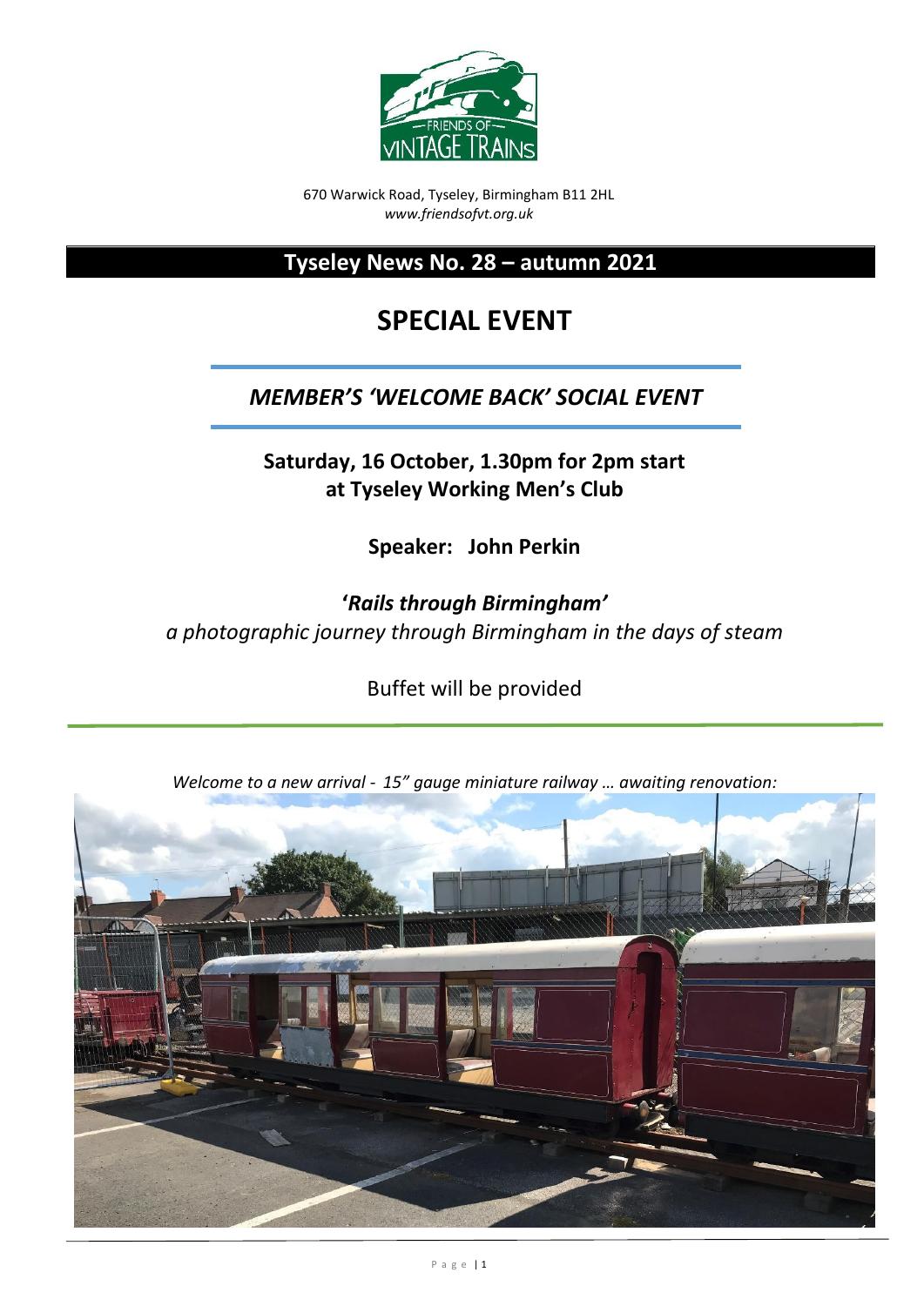670 Warwick Road, Tyseley, Birmingham B11 2HL
*www.friendsofvt.org.uk*

## Tyseley News No. 28 – autumn 2021

# SPECIAL EVENT

## *MEMBER'S 'WELCOME BACK' SOCIAL EVENT*

**Saturday, 16 October, 1.30pm for 2pm start**
**at Tyseley Working Men's Club**

**Speaker: John Perkin**

***'Rails through Birmingham'***
*a photographic journey through Birmingham in the days of steam*

Buffet will be provided

*Welcome to a new arrival - 15" gauge miniature railway … awaiting renovation:*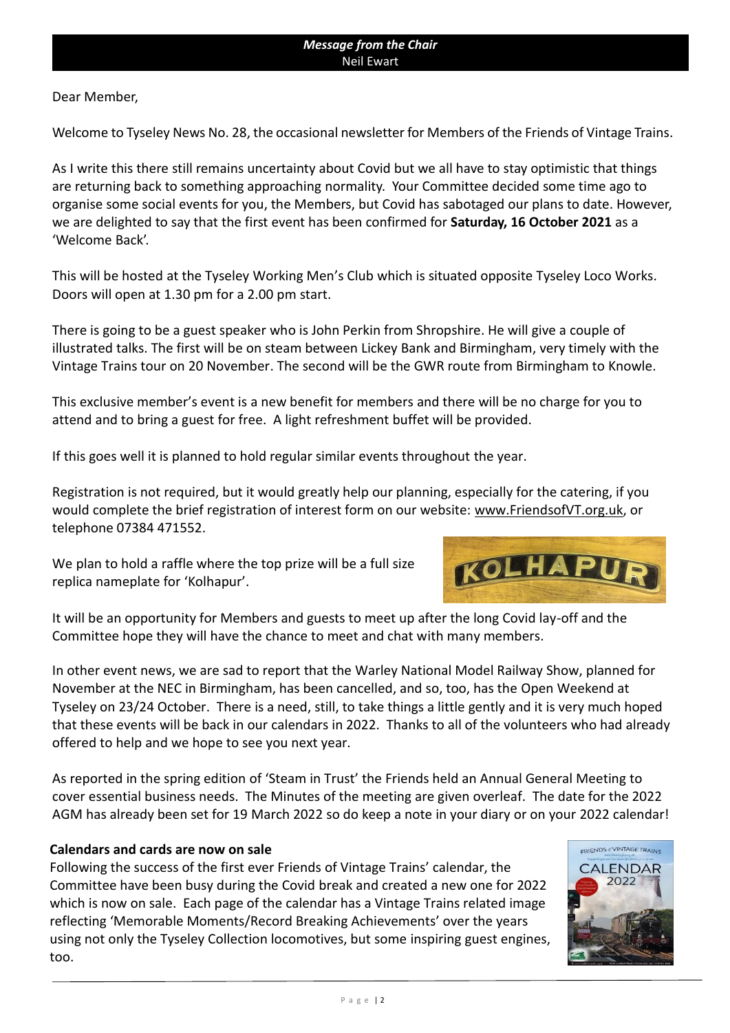## *Message from the Chair*

Neil Ewart

Dear Member,

Welcome to Tyseley News No. 28, the occasional newsletter for Members of the Friends of Vintage Trains.

As I write this there still remains uncertainty about Covid but we all have to stay optimistic that things are returning back to something approaching normality. Your Committee decided some time ago to organise some social events for you, the Members, but Covid has sabotaged our plans to date. However, we are delighted to say that the first event has been confirmed for **Saturday, 16 October 2021** as a 'Welcome Back'.

This will be hosted at the Tyseley Working Men's Club which is situated opposite Tyseley Loco Works. Doors will open at 1.30 pm for a 2.00 pm start.

There is going to be a guest speaker who is John Perkin from Shropshire. He will give a couple of illustrated talks. The first will be on steam between Lickey Bank and Birmingham, very timely with the Vintage Trains tour on 20 November. The second will be the GWR route from Birmingham to Knowle.

This exclusive member's event is a new benefit for members and there will be no charge for you to attend and to bring a guest for free. A light refreshment buffet will be provided.

If this goes well it is planned to hold regular similar events throughout the year.

Registration is not required, but it would greatly help our planning, especially for the catering, if you would complete the brief registration of interest form on our website: www.FriendsofVT.org.uk, or telephone 07384 471552.

We plan to hold a raffle where the top prize will be a full size replica nameplate for 'Kolhapur'.

It will be an opportunity for Members and guests to meet up after the long Covid lay-off and the Committee hope they will have the chance to meet and chat with many members.

In other event news, we are sad to report that the Warley National Model Railway Show, planned for November at the NEC in Birmingham, has been cancelled, and so, too, has the Open Weekend at Tyseley on 23/24 October. There is a need, still, to take things a little gently and it is very much hoped that these events will be back in our calendars in 2022. Thanks to all of the volunteers who had already offered to help and we hope to see you next year.

As reported in the spring edition of 'Steam in Trust' the Friends held an Annual General Meeting to cover essential business needs. The Minutes of the meeting are given overleaf. The date for the 2022 AGM has already been set for 19 March 2022 so do keep a note in your diary or on your 2022 calendar!

### Calendars and cards are now on sale

Following the success of the first ever Friends of Vintage Trains' calendar, the Committee have been busy during the Covid break and created a new one for 2022 which is now on sale. Each page of the calendar has a Vintage Trains related image reflecting 'Memorable Moments/Record Breaking Achievements' over the years using not only the Tyseley Collection locomotives, but some inspiring guest engines, too.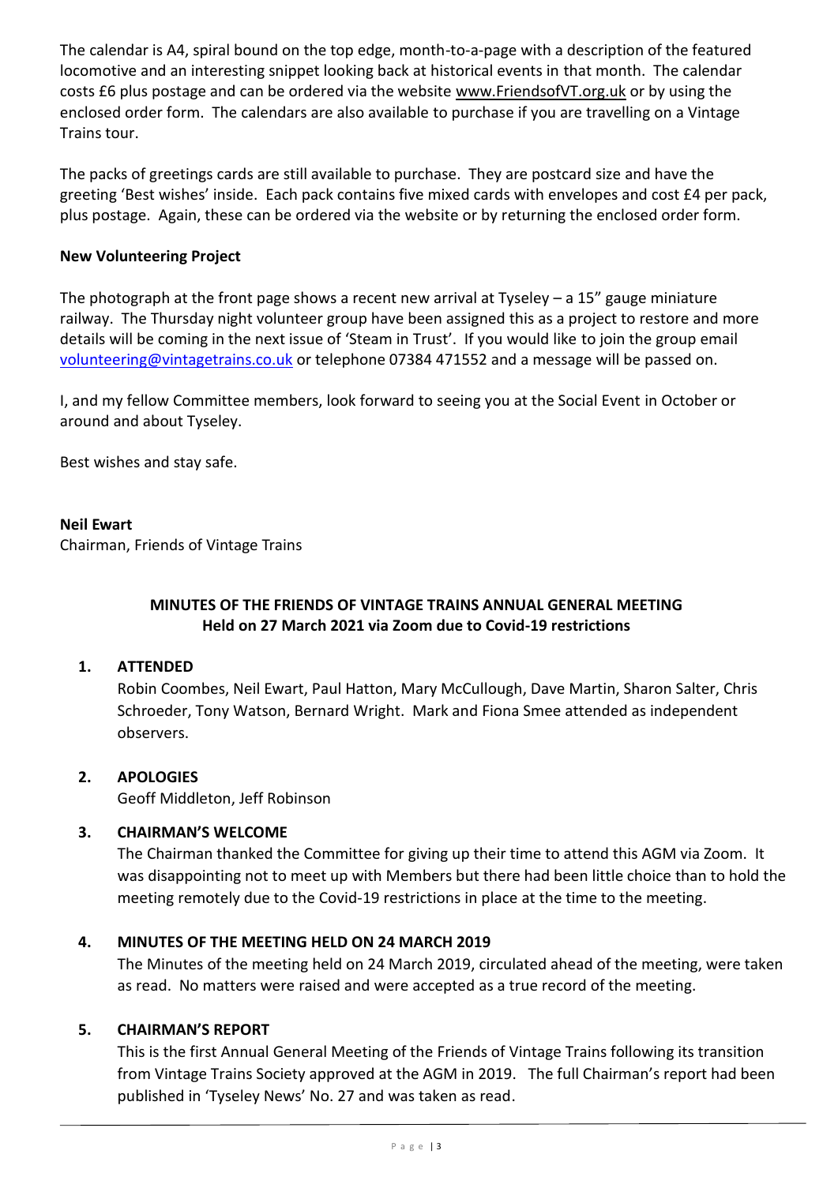The calendar is A4, spiral bound on the top edge, month-to-a-page with a description of the featured locomotive and an interesting snippet looking back at historical events in that month. The calendar costs £6 plus postage and can be ordered via the website www.FriendsofVT.org.uk or by using the enclosed order form. The calendars are also available to purchase if you are travelling on a Vintage Trains tour.

The packs of greetings cards are still available to purchase. They are postcard size and have the greeting 'Best wishes' inside. Each pack contains five mixed cards with envelopes and cost £4 per pack, plus postage. Again, these can be ordered via the website or by returning the enclosed order form.

**New Volunteering Project**

The photograph at the front page shows a recent new arrival at Tyseley – a 15" gauge miniature railway. The Thursday night volunteer group have been assigned this as a project to restore and more details will be coming in the next issue of 'Steam in Trust'. If you would like to join the group email volunteering@vintagetrains.co.uk or telephone 07384 471552 and a message will be passed on.

I, and my fellow Committee members, look forward to seeing you at the Social Event in October or around and about Tyseley.

Best wishes and stay safe.

**Neil Ewart**
Chairman, Friends of Vintage Trains

## MINUTES OF THE FRIENDS OF VINTAGE TRAINS ANNUAL GENERAL MEETING
## Held on 27 March 2021 via Zoom due to Covid-19 restrictions

**1. ATTENDED**

Robin Coombes, Neil Ewart, Paul Hatton, Mary McCullough, Dave Martin, Sharon Salter, Chris Schroeder, Tony Watson, Bernard Wright. Mark and Fiona Smee attended as independent observers.

**2. APOLOGIES**

Geoff Middleton, Jeff Robinson

**3. CHAIRMAN'S WELCOME**

The Chairman thanked the Committee for giving up their time to attend this AGM via Zoom. It was disappointing not to meet up with Members but there had been little choice than to hold the meeting remotely due to the Covid-19 restrictions in place at the time to the meeting.

**4. MINUTES OF THE MEETING HELD ON 24 MARCH 2019**

The Minutes of the meeting held on 24 March 2019, circulated ahead of the meeting, were taken as read. No matters were raised and were accepted as a true record of the meeting.

**5. CHAIRMAN'S REPORT**

This is the first Annual General Meeting of the Friends of Vintage Trains following its transition from Vintage Trains Society approved at the AGM in 2019. The full Chairman's report had been published in 'Tyseley News' No. 27 and was taken as read.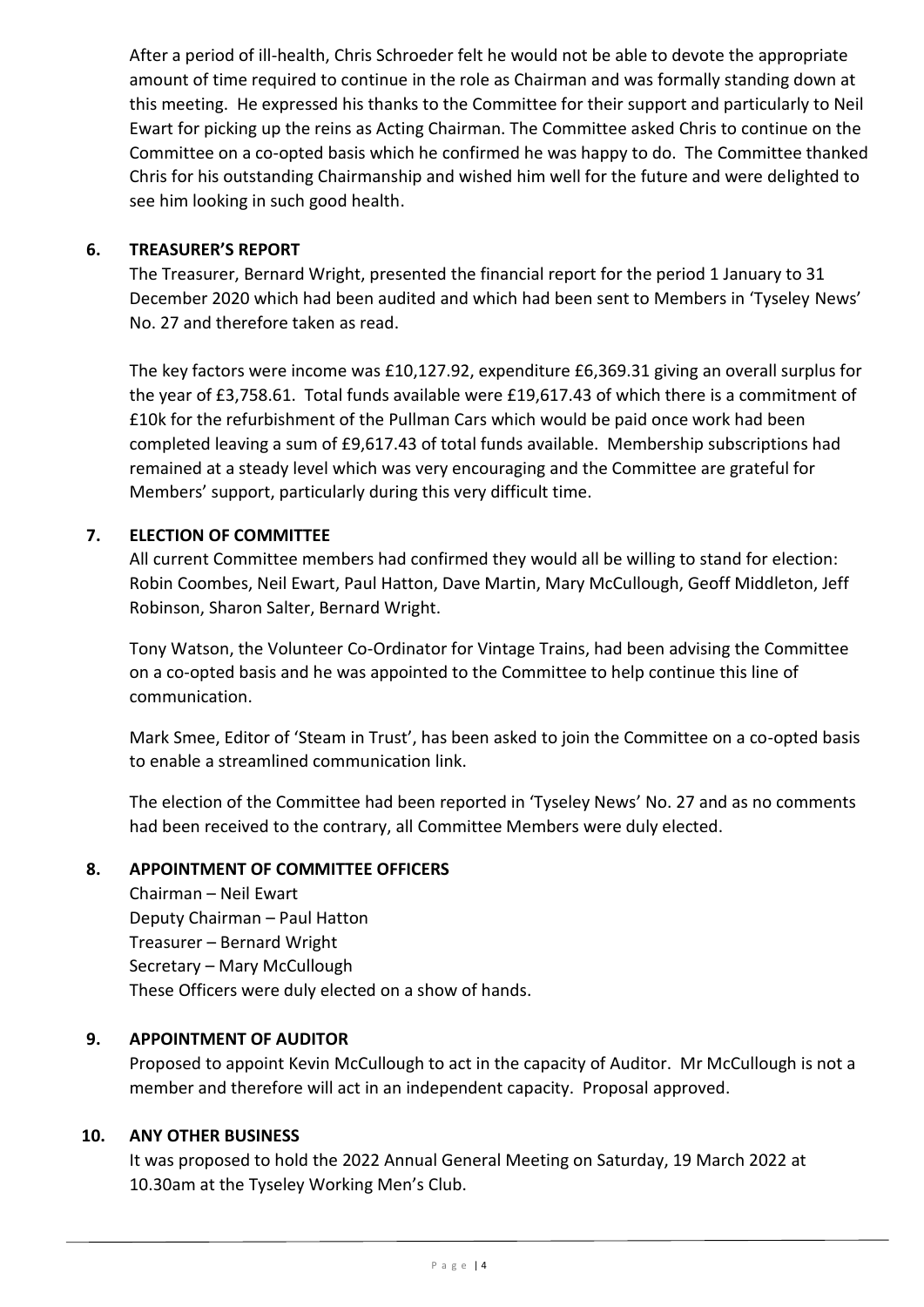After a period of ill-health, Chris Schroeder felt he would not be able to devote the appropriate amount of time required to continue in the role as Chairman and was formally standing down at this meeting. He expressed his thanks to the Committee for their support and particularly to Neil Ewart for picking up the reins as Acting Chairman. The Committee asked Chris to continue on the Committee on a co-opted basis which he confirmed he was happy to do. The Committee thanked Chris for his outstanding Chairmanship and wished him well for the future and were delighted to see him looking in such good health.

## 6. TREASURER'S REPORT

The Treasurer, Bernard Wright, presented the financial report for the period 1 January to 31 December 2020 which had been audited and which had been sent to Members in 'Tyseley News' No. 27 and therefore taken as read.

The key factors were income was £10,127.92, expenditure £6,369.31 giving an overall surplus for the year of £3,758.61. Total funds available were £19,617.43 of which there is a commitment of £10k for the refurbishment of the Pullman Cars which would be paid once work had been completed leaving a sum of £9,617.43 of total funds available. Membership subscriptions had remained at a steady level which was very encouraging and the Committee are grateful for Members' support, particularly during this very difficult time.

## 7. ELECTION OF COMMITTEE

All current Committee members had confirmed they would all be willing to stand for election: Robin Coombes, Neil Ewart, Paul Hatton, Dave Martin, Mary McCullough, Geoff Middleton, Jeff Robinson, Sharon Salter, Bernard Wright.

Tony Watson, the Volunteer Co-Ordinator for Vintage Trains, had been advising the Committee on a co-opted basis and he was appointed to the Committee to help continue this line of communication.

Mark Smee, Editor of 'Steam in Trust', has been asked to join the Committee on a co-opted basis to enable a streamlined communication link.

The election of the Committee had been reported in 'Tyseley News' No. 27 and as no comments had been received to the contrary, all Committee Members were duly elected.

## 8. APPOINTMENT OF COMMITTEE OFFICERS

Chairman – Neil Ewart
Deputy Chairman – Paul Hatton
Treasurer – Bernard Wright
Secretary – Mary McCullough
These Officers were duly elected on a show of hands.

## 9. APPOINTMENT OF AUDITOR

Proposed to appoint Kevin McCullough to act in the capacity of Auditor. Mr McCullough is not a member and therefore will act in an independent capacity. Proposal approved.

## 10. ANY OTHER BUSINESS

It was proposed to hold the 2022 Annual General Meeting on Saturday, 19 March 2022 at 10.30am at the Tyseley Working Men's Club.